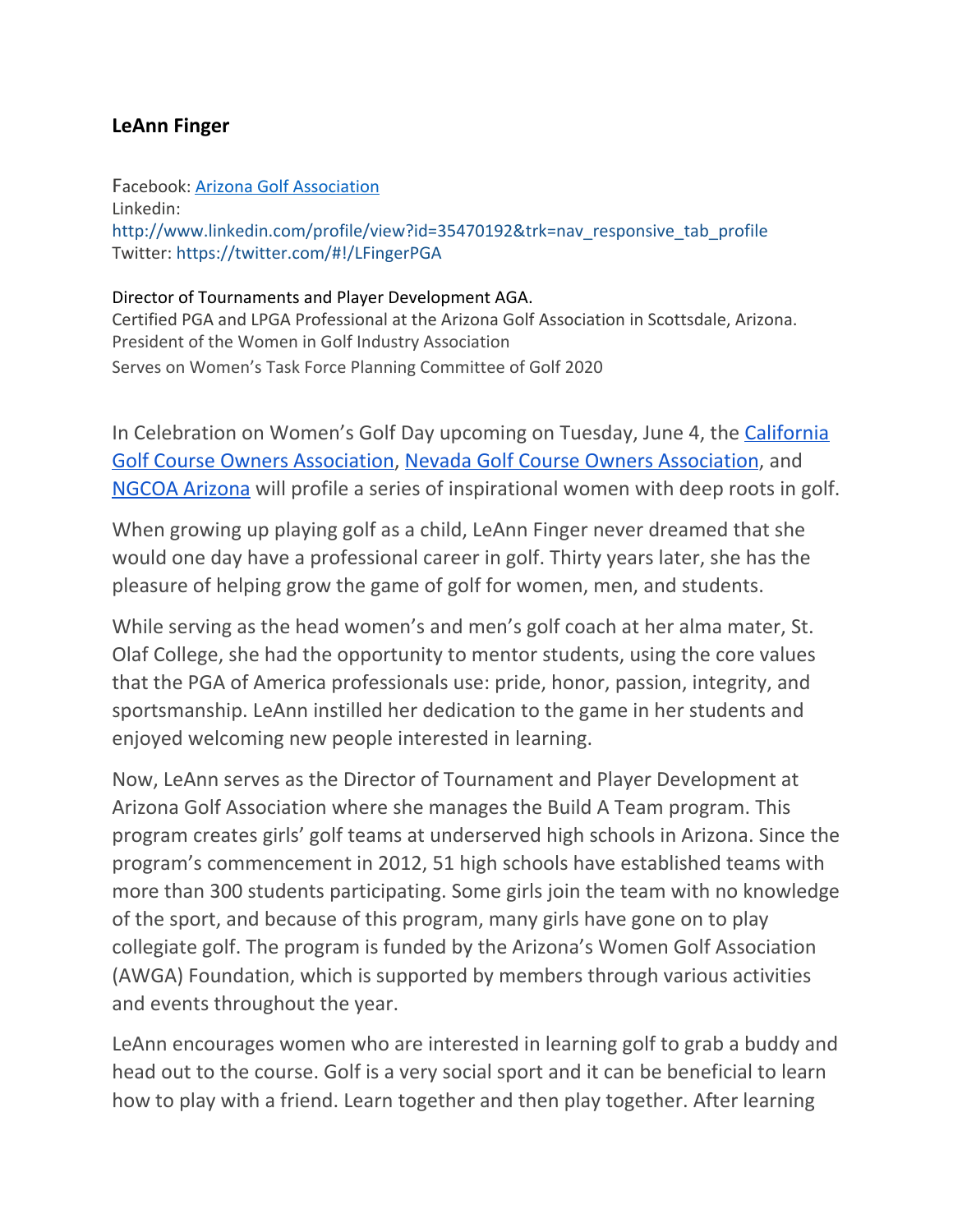**LeAnn Finger**

Facebook: [Arizona Golf Association](#)
Linkedin:
http://www.linkedin.com/profile/view?id=35470192&trk=nav_responsive_tab_profile
Twitter: https://twitter.com/#!/LFingerPGA

Director of Tournaments and Player Development AGA.
Certified PGA and LPGA Professional at the Arizona Golf Association in Scottsdale, Arizona.
President of the Women in Golf Industry Association
Serves on Women's Task Force Planning Committee of Golf 2020

In Celebration on Women's Golf Day upcoming on Tuesday, June 4, the [California Golf Course Owners Association](#), [Nevada Golf Course Owners Association](#), and [NGCOA Arizona](#) will profile a series of inspirational women with deep roots in golf.

When growing up playing golf as a child, LeAnn Finger never dreamed that she would one day have a professional career in golf. Thirty years later, she has the pleasure of helping grow the game of golf for women, men, and students.

While serving as the head women's and men's golf coach at her alma mater, St. Olaf College, she had the opportunity to mentor students, using the core values that the PGA of America professionals use: pride, honor, passion, integrity, and sportsmanship. LeAnn instilled her dedication to the game in her students and enjoyed welcoming new people interested in learning.

Now, LeAnn serves as the Director of Tournament and Player Development at Arizona Golf Association where she manages the Build A Team program. This program creates girls' golf teams at underserved high schools in Arizona. Since the program's commencement in 2012, 51 high schools have established teams with more than 300 students participating. Some girls join the team with no knowledge of the sport, and because of this program, many girls have gone on to play collegiate golf. The program is funded by the Arizona's Women Golf Association (AWGA) Foundation, which is supported by members through various activities and events throughout the year.

LeAnn encourages women who are interested in learning golf to grab a buddy and head out to the course. Golf is a very social sport and it can be beneficial to learn how to play with a friend. Learn together and then play together. After learning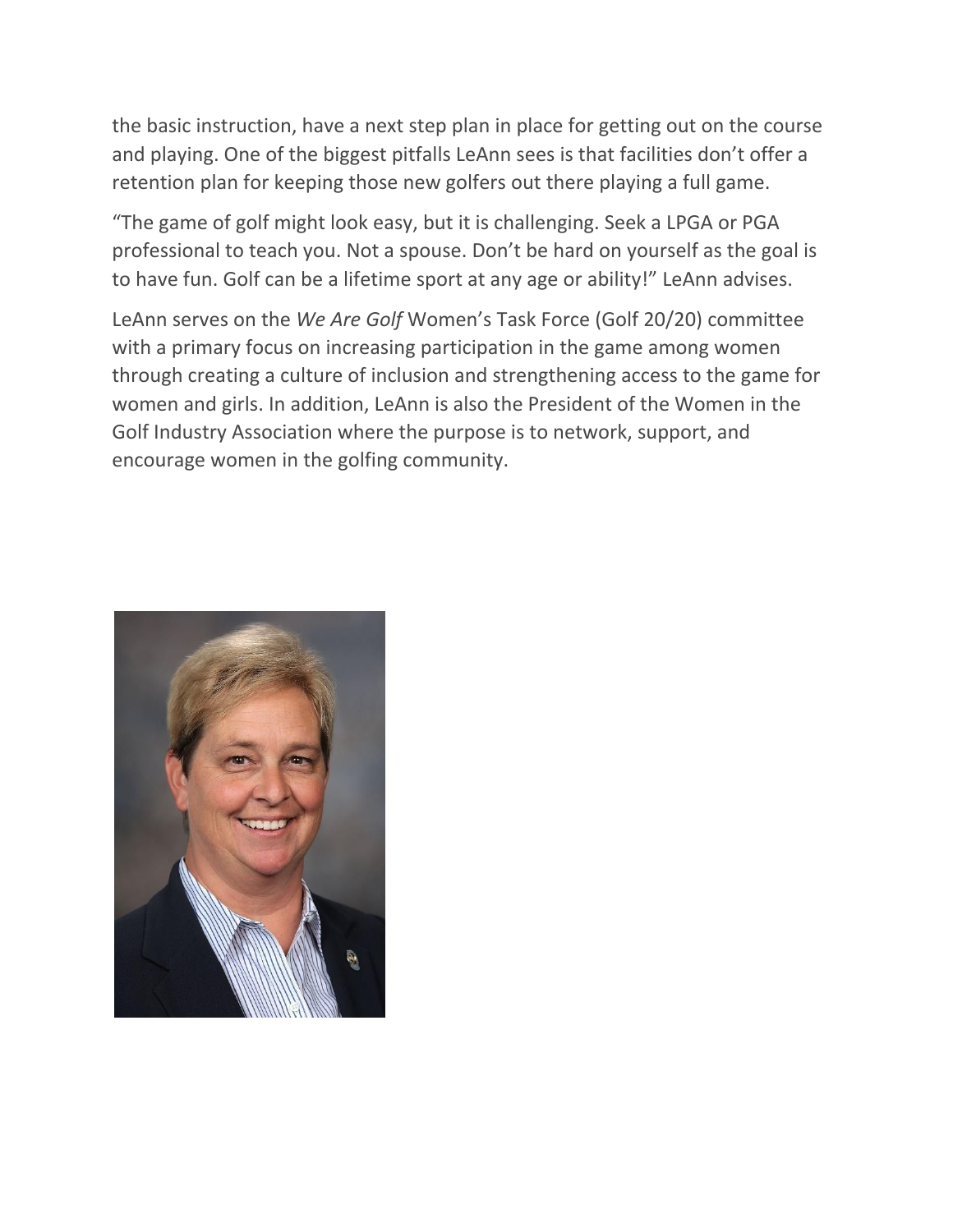the basic instruction, have a next step plan in place for getting out on the course and playing. One of the biggest pitfalls LeAnn sees is that facilities don't offer a retention plan for keeping those new golfers out there playing a full game.

"The game of golf might look easy, but it is challenging. Seek a LPGA or PGA professional to teach you. Not a spouse. Don't be hard on yourself as the goal is to have fun. Golf can be a lifetime sport at any age or ability!" LeAnn advises.

LeAnn serves on the *We Are Golf* Women's Task Force (Golf 20/20) committee with a primary focus on increasing participation in the game among women through creating a culture of inclusion and strengthening access to the game for women and girls. In addition, LeAnn is also the President of the Women in the Golf Industry Association where the purpose is to network, support, and encourage women in the golfing community.